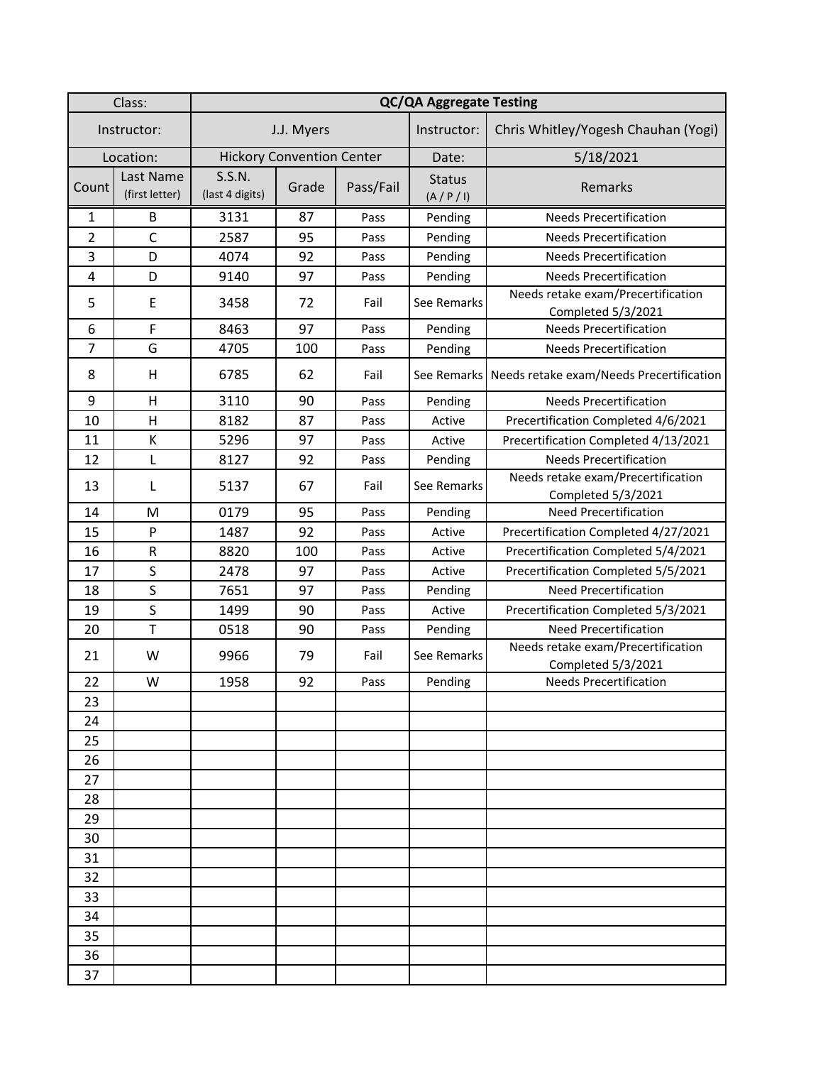| Class: | | QC/QA Aggregate Testing | | | | |
|---|---|---|---|---|---|---|
| Instructor: | | J.J. Myers | | | Instructor: | Chris Whitley/Yogesh Chauhan (Yogi) |
| Location: | | Hickory Convention Center | | | Date: | 5/18/2021 |
| Count | Last Name (first letter) | S.S.N. (last 4 digits) | Grade | Pass/Fail | Status (A / P / I) | Remarks |
| 1 | B | 3131 | 87 | Pass | Pending | Needs Precertification |
| 2 | C | 2587 | 95 | Pass | Pending | Needs Precertification |
| 3 | D | 4074 | 92 | Pass | Pending | Needs Precertification |
| 4 | D | 9140 | 97 | Pass | Pending | Needs Precertification |
| 5 | E | 3458 | 72 | Fail | See Remarks | Needs retake exam/Precertification Completed 5/3/2021 |
| 6 | F | 8463 | 97 | Pass | Pending | Needs Precertification |
| 7 | G | 4705 | 100 | Pass | Pending | Needs Precertification |
| 8 | H | 6785 | 62 | Fail | See Remarks | Needs retake exam/Needs Precertification |
| 9 | H | 3110 | 90 | Pass | Pending | Needs Precertification |
| 10 | H | 8182 | 87 | Pass | Active | Precertification Completed 4/6/2021 |
| 11 | K | 5296 | 97 | Pass | Active | Precertification Completed 4/13/2021 |
| 12 | L | 8127 | 92 | Pass | Pending | Needs Precertification |
| 13 | L | 5137 | 67 | Fail | See Remarks | Needs retake exam/Precertification Completed 5/3/2021 |
| 14 | M | 0179 | 95 | Pass | Pending | Need Precertification |
| 15 | P | 1487 | 92 | Pass | Active | Precertification Completed 4/27/2021 |
| 16 | R | 8820 | 100 | Pass | Active | Precertification Completed 5/4/2021 |
| 17 | S | 2478 | 97 | Pass | Active | Precertification Completed 5/5/2021 |
| 18 | S | 7651 | 97 | Pass | Pending | Need Precertification |
| 19 | S | 1499 | 90 | Pass | Active | Precertification Completed 5/3/2021 |
| 20 | T | 0518 | 90 | Pass | Pending | Need Precertification |
| 21 | W | 9966 | 79 | Fail | See Remarks | Needs retake exam/Precertification Completed 5/3/2021 |
| 22 | W | 1958 | 92 | Pass | Pending | Needs Precertification |
| 23 | | | | | | |
| 24 | | | | | | |
| 25 | | | | | | |
| 26 | | | | | | |
| 27 | | | | | | |
| 28 | | | | | | |
| 29 | | | | | | |
| 30 | | | | | | |
| 31 | | | | | | |
| 32 | | | | | | |
| 33 | | | | | | |
| 34 | | | | | | |
| 35 | | | | | | |
| 36 | | | | | | |
| 37 | | | | | | |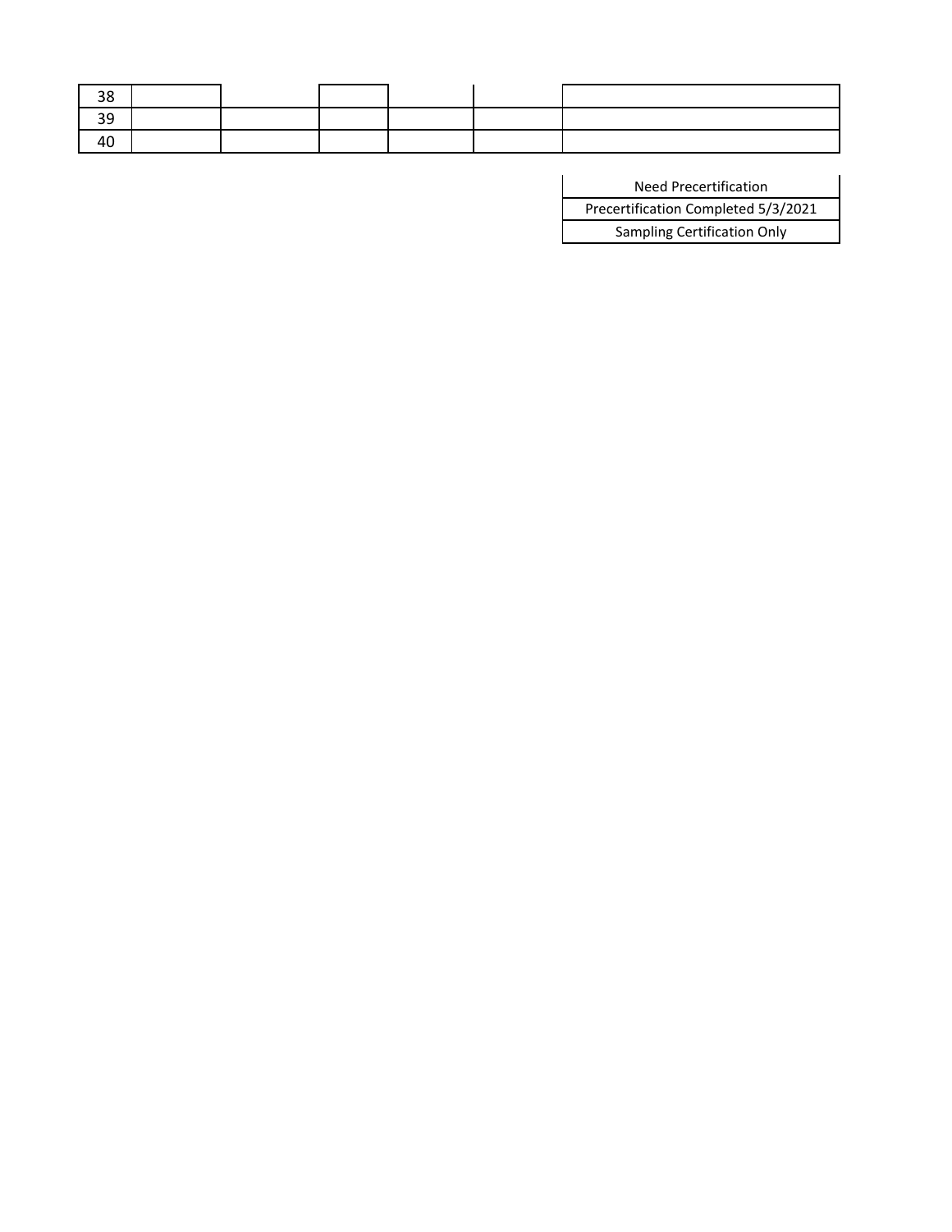| | | | | | | |
|---|---|---|---|---|---|---|
| 38 | | | | | | |
| 39 | | | | | | |
| 40 | | | | | | |

| |
|---|
| Need Precertification |
| Precertification Completed 5/3/2021 |
| Sampling Certification Only |